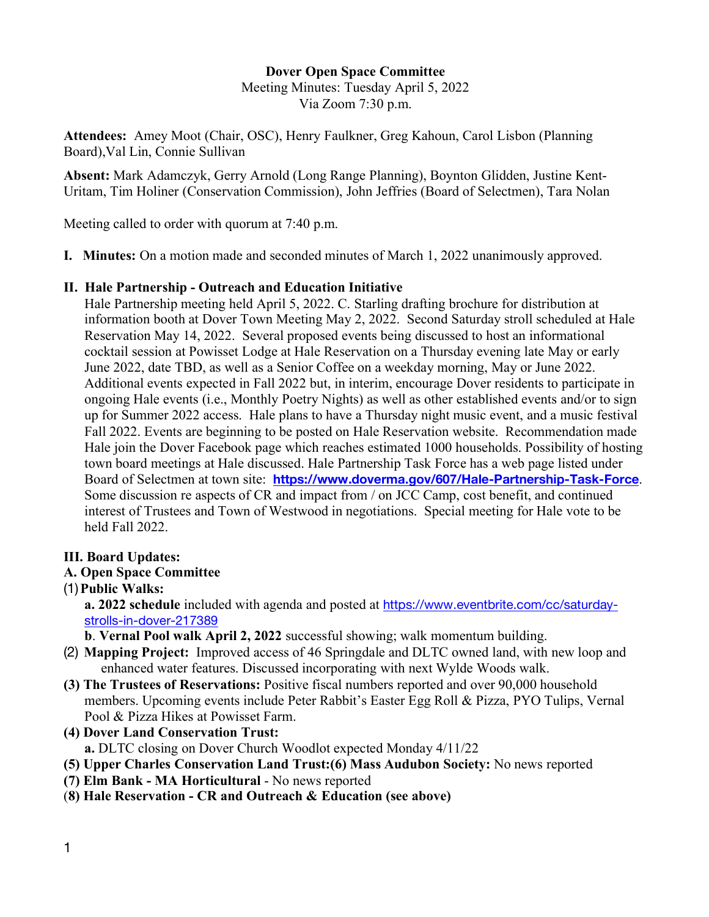**Dover Open Space Committee**

Meeting Minutes: Tuesday April 5, 2022

Via Zoom 7:30 p.m.

**Attendees:** Amey Moot (Chair, OSC), Henry Faulkner, Greg Kahoun, Carol Lisbon (Planning Board),Val Lin, Connie Sullivan

**Absent:** Mark Adamczyk, Gerry Arnold (Long Range Planning), Boynton Glidden, Justine Kent-Uritam, Tim Holiner (Conservation Commission), John Jeffries (Board of Selectmen), Tara Nolan

Meeting called to order with quorum at 7:40 p.m.

**I. Minutes:** On a motion made and seconded minutes of March 1, 2022 unanimously approved.

**II. Hale Partnership - Outreach and Education Initiative**

Hale Partnership meeting held April 5, 2022. C. Starling drafting brochure for distribution at information booth at Dover Town Meeting May 2, 2022. Second Saturday stroll scheduled at Hale Reservation May 14, 2022. Several proposed events being discussed to host an informational cocktail session at Powisset Lodge at Hale Reservation on a Thursday evening late May or early June 2022, date TBD, as well as a Senior Coffee on a weekday morning, May or June 2022. Additional events expected in Fall 2022 but, in interim, encourage Dover residents to participate in ongoing Hale events (i.e., Monthly Poetry Nights) as well as other established events and/or to sign up for Summer 2022 access. Hale plans to have a Thursday night music event, and a music festival Fall 2022. Events are beginning to be posted on Hale Reservation website. Recommendation made Hale join the Dover Facebook page which reaches estimated 1000 households. Possibility of hosting town board meetings at Hale discussed. Hale Partnership Task Force has a web page listed under Board of Selectmen at town site: **https://www.doverma.gov/607/Hale-Partnership-Task-Force**. Some discussion re aspects of CR and impact from / on JCC Camp, cost benefit, and continued interest of Trustees and Town of Westwood in negotiations. Special meeting for Hale vote to be held Fall 2022.

**III. Board Updates:**

**A. Open Space Committee**

(1) **Public Walks:**

**a. 2022 schedule** included with agenda and posted at https://www.eventbrite.com/cc/saturday-strolls-in-dover-217389

**b**. **Vernal Pool walk April 2, 2022** successful showing; walk momentum building.

(2) **Mapping Project:** Improved access of 46 Springdale and DLTC owned land, with new loop and enhanced water features. Discussed incorporating with next Wylde Woods walk.

**(3) The Trustees of Reservations:** Positive fiscal numbers reported and over 90,000 household members. Upcoming events include Peter Rabbit's Easter Egg Roll & Pizza, PYO Tulips, Vernal Pool & Pizza Hikes at Powisset Farm.

**(4) Dover Land Conservation Trust:**

**a.** DLTC closing on Dover Church Woodlot expected Monday 4/11/22

**(5) Upper Charles Conservation Land Trust:(6) Mass Audubon Society:** No news reported

**(7) Elm Bank - MA Horticultural** - No news reported

(**8) Hale Reservation - CR and Outreach & Education (see above)**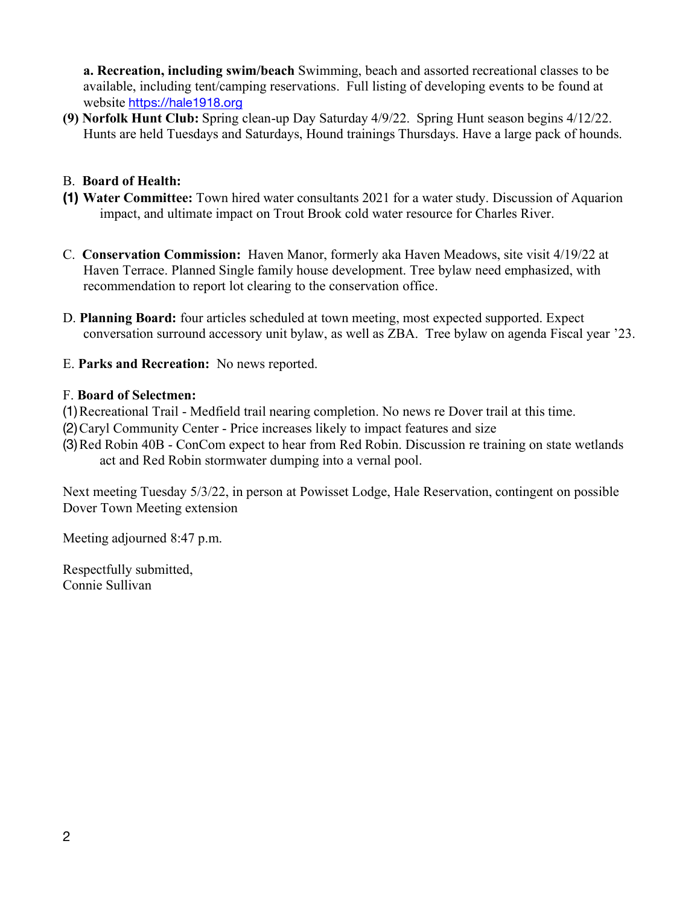**a. Recreation, including swim/beach** Swimming, beach and assorted recreational classes to be available, including tent/camping reservations. Full listing of developing events to be found at website https://hale1918.org

**(9) Norfolk Hunt Club:** Spring clean-up Day Saturday 4/9/22. Spring Hunt season begins 4/12/22. Hunts are held Tuesdays and Saturdays, Hound trainings Thursdays. Have a large pack of hounds.

B. **Board of Health:**

**(1) Water Committee:** Town hired water consultants 2021 for a water study. Discussion of Aquarion impact, and ultimate impact on Trout Brook cold water resource for Charles River.

C. **Conservation Commission:** Haven Manor, formerly aka Haven Meadows, site visit 4/19/22 at Haven Terrace. Planned Single family house development. Tree bylaw need emphasized, with recommendation to report lot clearing to the conservation office.

D. **Planning Board:** four articles scheduled at town meeting, most expected supported. Expect conversation surround accessory unit bylaw, as well as ZBA. Tree bylaw on agenda Fiscal year '23.

E. **Parks and Recreation:** No news reported.

F. **Board of Selectmen:**

(1) Recreational Trail - Medfield trail nearing completion. No news re Dover trail at this time.

(2) Caryl Community Center - Price increases likely to impact features and size

(3) Red Robin 40B - ConCom expect to hear from Red Robin. Discussion re training on state wetlands act and Red Robin stormwater dumping into a vernal pool.

Next meeting Tuesday 5/3/22, in person at Powisset Lodge, Hale Reservation, contingent on possible Dover Town Meeting extension

Meeting adjourned 8:47 p.m.

Respectfully submitted,
Connie Sullivan